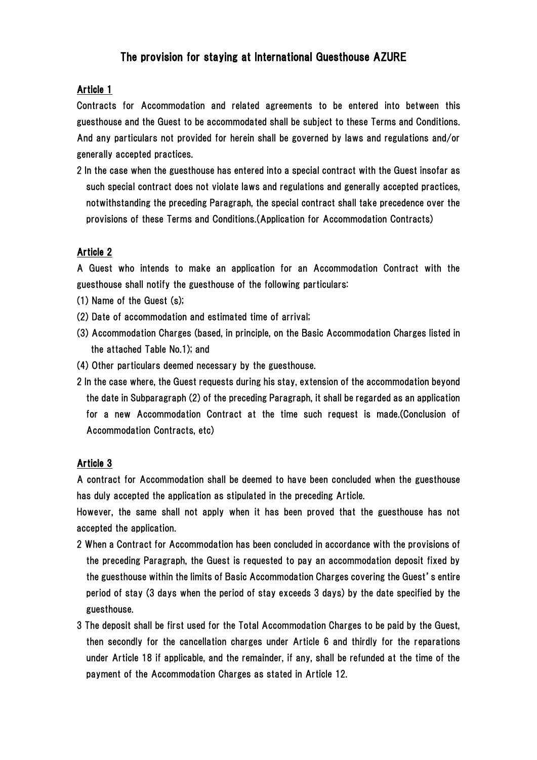# The provision for staying at International Guesthouse AZURE

## Article 1

Contracts for Accommodation and related agreements to be entered into between this guesthouse and the Guest to be accommodated shall be subject to these Terms and Conditions. And any particulars not provided for herein shall be governed by laws and regulations and/or generally accepted practices.

2 In the case when the guesthouse has entered into a special contract with the Guest insofar as such special contract does not violate laws and regulations and generally accepted practices, notwithstanding the preceding Paragraph, the special contract shall take precedence over the provisions of these Terms and Conditions.(Application for Accommodation Contracts)

## Article 2

A Guest who intends to make an application for an Accommodation Contract with the guesthouse shall notify the guesthouse of the following particulars:

(1) Name of the Guest (s);

(2) Date of accommodation and estimated time of arrival;

(3) Accommodation Charges (based, in principle, on the Basic Accommodation Charges listed in the attached Table No.1); and

(4) Other particulars deemed necessary by the guesthouse.

2 In the case where, the Guest requests during his stay, extension of the accommodation beyond the date in Subparagraph (2) of the preceding Paragraph, it shall be regarded as an application for a new Accommodation Contract at the time such request is made.(Conclusion of Accommodation Contracts, etc)

## Article 3

A contract for Accommodation shall be deemed to have been concluded when the guesthouse has duly accepted the application as stipulated in the preceding Article.

However, the same shall not apply when it has been proved that the guesthouse has not accepted the application.

2 When a Contract for Accommodation has been concluded in accordance with the provisions of the preceding Paragraph, the Guest is requested to pay an accommodation deposit fixed by the guesthouse within the limits of Basic Accommodation Charges covering the Guest's entire period of stay (3 days when the period of stay exceeds 3 days) by the date specified by the guesthouse.

3 The deposit shall be first used for the Total Accommodation Charges to be paid by the Guest, then secondly for the cancellation charges under Article 6 and thirdly for the reparations under Article 18 if applicable, and the remainder, if any, shall be refunded at the time of the payment of the Accommodation Charges as stated in Article 12.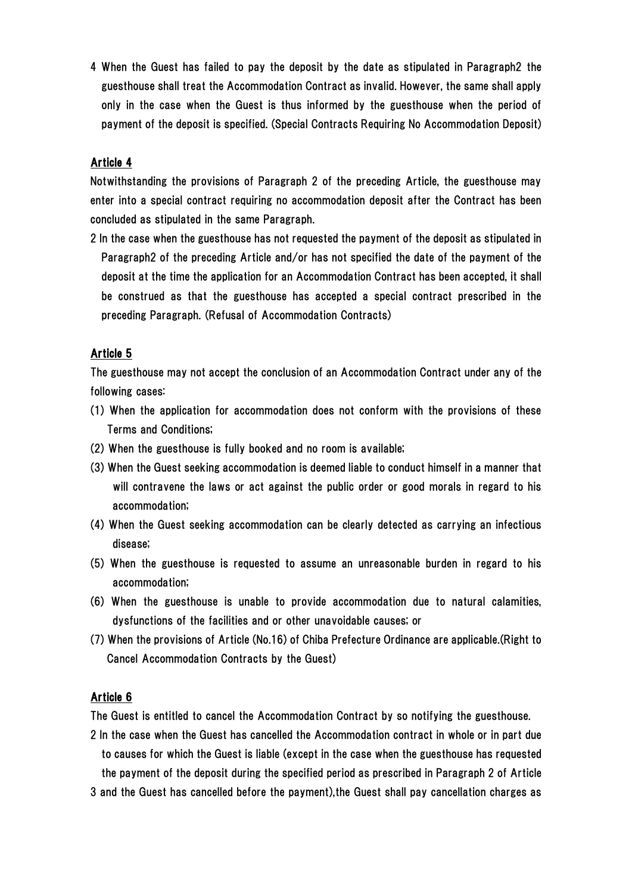4 When the Guest has failed to pay the deposit by the date as stipulated in Paragraph2 the guesthouse shall treat the Accommodation Contract as invalid. However, the same shall apply only in the case when the Guest is thus informed by the guesthouse when the period of payment of the deposit is specified. (Special Contracts Requiring No Accommodation Deposit)

## Article 4

Notwithstanding the provisions of Paragraph 2 of the preceding Article, the guesthouse may enter into a special contract requiring no accommodation deposit after the Contract has been concluded as stipulated in the same Paragraph.

2 In the case when the guesthouse has not requested the payment of the deposit as stipulated in Paragraph2 of the preceding Article and/or has not specified the date of the payment of the deposit at the time the application for an Accommodation Contract has been accepted, it shall be construed as that the guesthouse has accepted a special contract prescribed in the preceding Paragraph. (Refusal of Accommodation Contracts)

## Article 5

The guesthouse may not accept the conclusion of an Accommodation Contract under any of the following cases:

(1) When the application for accommodation does not conform with the provisions of these Terms and Conditions;

(2) When the guesthouse is fully booked and no room is available;

(3) When the Guest seeking accommodation is deemed liable to conduct himself in a manner that will contravene the laws or act against the public order or good morals in regard to his accommodation;

(4) When the Guest seeking accommodation can be clearly detected as carrying an infectious disease;

(5) When the guesthouse is requested to assume an unreasonable burden in regard to his accommodation;

(6) When the guesthouse is unable to provide accommodation due to natural calamities, dysfunctions of the facilities and or other unavoidable causes; or

(7) When the provisions of Article (No.16) of Chiba Prefecture Ordinance are applicable.(Right to Cancel Accommodation Contracts by the Guest)

## Article 6

The Guest is entitled to cancel the Accommodation Contract by so notifying the guesthouse.

2 In the case when the Guest has cancelled the Accommodation contract in whole or in part due to causes for which the Guest is liable (except in the case when the guesthouse has requested the payment of the deposit during the specified period as prescribed in Paragraph 2 of Article 3 and the Guest has cancelled before the payment),the Guest shall pay cancellation charges as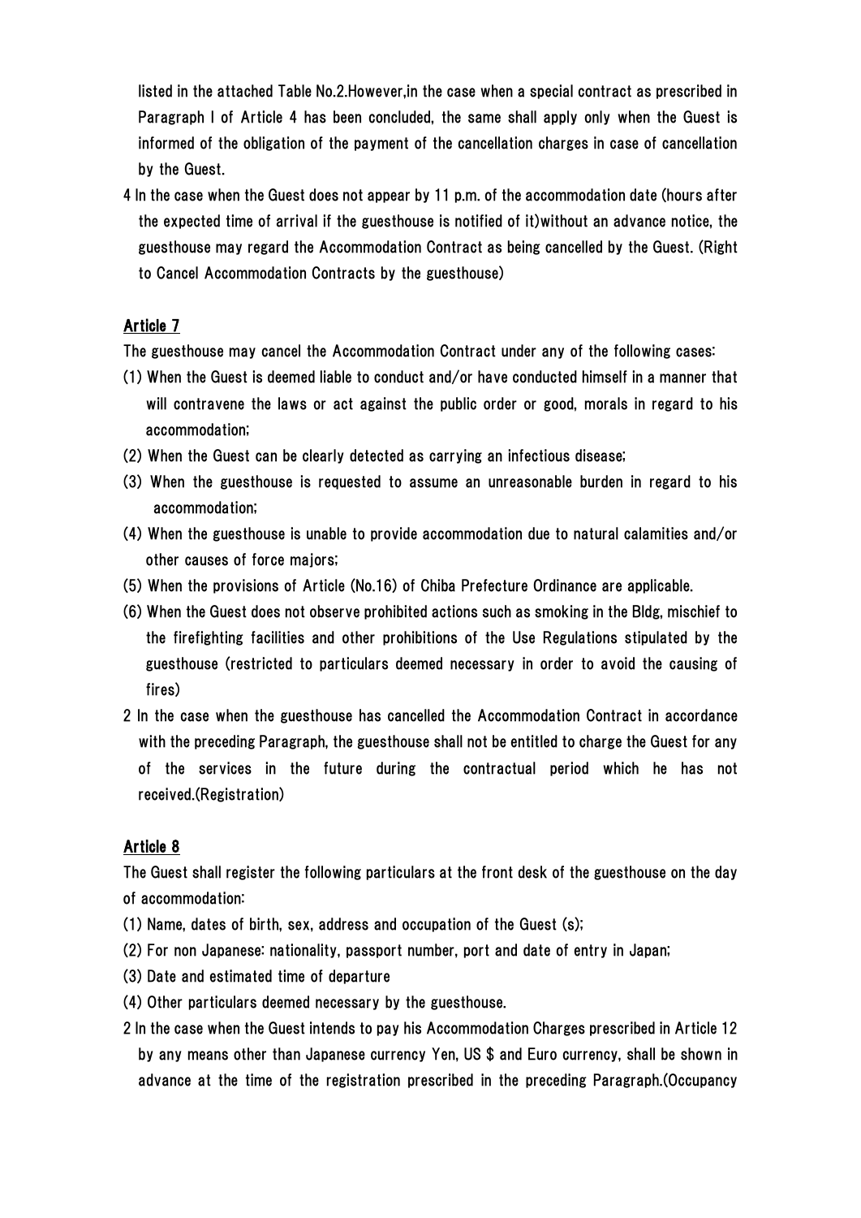listed in the attached Table No.2.However,in the case when a special contract as prescribed in Paragraph I of Article 4 has been concluded, the same shall apply only when the Guest is informed of the obligation of the payment of the cancellation charges in case of cancellation by the Guest.

4 In the case when the Guest does not appear by 11 p.m. of the accommodation date (hours after the expected time of arrival if the guesthouse is notified of it)without an advance notice, the guesthouse may regard the Accommodation Contract as being cancelled by the Guest. (Right to Cancel Accommodation Contracts by the guesthouse)

## Article 7

The guesthouse may cancel the Accommodation Contract under any of the following cases:

(1) When the Guest is deemed liable to conduct and/or have conducted himself in a manner that will contravene the laws or act against the public order or good, morals in regard to his accommodation;

(2) When the Guest can be clearly detected as carrying an infectious disease;

(3) When the guesthouse is requested to assume an unreasonable burden in regard to his accommodation;

(4) When the guesthouse is unable to provide accommodation due to natural calamities and/or other causes of force majors;

(5) When the provisions of Article (No.16) of Chiba Prefecture Ordinance are applicable.

(6) When the Guest does not observe prohibited actions such as smoking in the Bldg, mischief to the firefighting facilities and other prohibitions of the Use Regulations stipulated by the guesthouse (restricted to particulars deemed necessary in order to avoid the causing of fires)

2 In the case when the guesthouse has cancelled the Accommodation Contract in accordance with the preceding Paragraph, the guesthouse shall not be entitled to charge the Guest for any of the services in the future during the contractual period which he has not received.(Registration)

## Article 8

The Guest shall register the following particulars at the front desk of the guesthouse on the day of accommodation:

(1) Name, dates of birth, sex, address and occupation of the Guest (s);

(2) For non Japanese: nationality, passport number, port and date of entry in Japan;

(3) Date and estimated time of departure

(4) Other particulars deemed necessary by the guesthouse.

2 In the case when the Guest intends to pay his Accommodation Charges prescribed in Article 12 by any means other than Japanese currency Yen, US $ and Euro currency, shall be shown in advance at the time of the registration prescribed in the preceding Paragraph.(Occupancy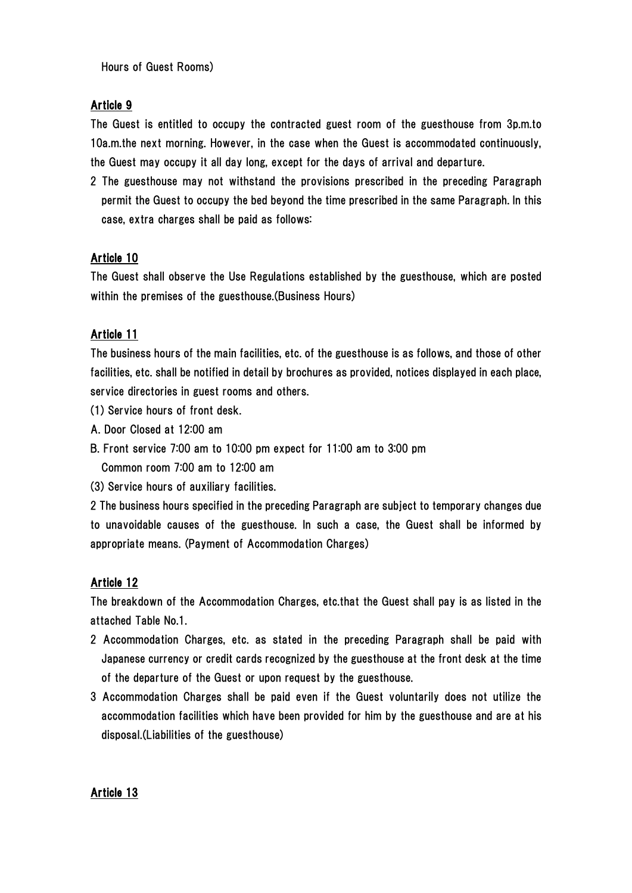Hours of Guest Rooms)

## Article 9

The Guest is entitled to occupy the contracted guest room of the guesthouse from 3p.m.to 10a.m.the next morning. However, in the case when the Guest is accommodated continuously, the Guest may occupy it all day long, except for the days of arrival and departure.

2 The guesthouse may not withstand the provisions prescribed in the preceding Paragraph permit the Guest to occupy the bed beyond the time prescribed in the same Paragraph. In this case, extra charges shall be paid as follows:

## Article 10

The Guest shall observe the Use Regulations established by the guesthouse, which are posted within the premises of the guesthouse.(Business Hours)

## Article 11

The business hours of the main facilities, etc. of the guesthouse is as follows, and those of other facilities, etc. shall be notified in detail by brochures as provided, notices displayed in each place, service directories in guest rooms and others.

(1) Service hours of front desk.

A. Door Closed at 12:00 am

B. Front service 7:00 am to 10:00 pm expect for 11:00 am to 3:00 pm
Common room 7:00 am to 12:00 am

(3) Service hours of auxiliary facilities.

2 The business hours specified in the preceding Paragraph are subject to temporary changes due to unavoidable causes of the guesthouse. In such a case, the Guest shall be informed by appropriate means. (Payment of Accommodation Charges)

## Article 12

The breakdown of the Accommodation Charges, etc.that the Guest shall pay is as listed in the attached Table No.1.

2 Accommodation Charges, etc. as stated in the preceding Paragraph shall be paid with Japanese currency or credit cards recognized by the guesthouse at the front desk at the time of the departure of the Guest or upon request by the guesthouse.

3 Accommodation Charges shall be paid even if the Guest voluntarily does not utilize the accommodation facilities which have been provided for him by the guesthouse and are at his disposal.(Liabilities of the guesthouse)

## Article 13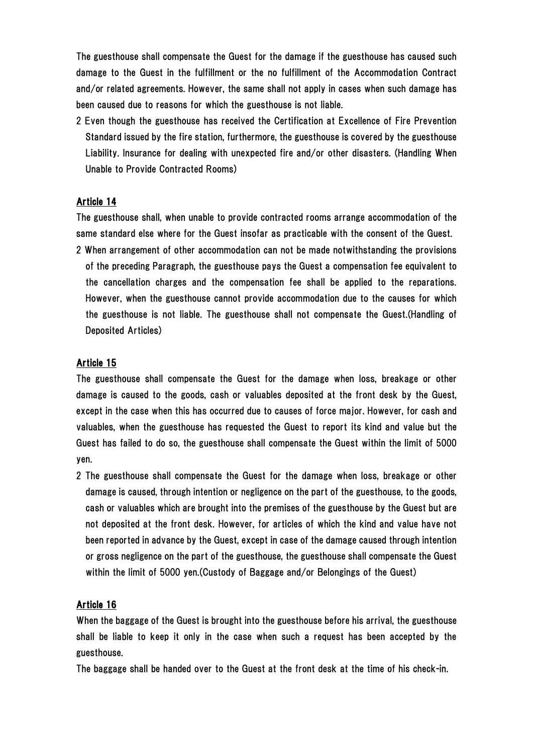The guesthouse shall compensate the Guest for the damage if the guesthouse has caused such damage to the Guest in the fulfillment or the no fulfillment of the Accommodation Contract and/or related agreements. However, the same shall not apply in cases when such damage has been caused due to reasons for which the guesthouse is not liable.

2 Even though the guesthouse has received the Certification at Excellence of Fire Prevention Standard issued by the fire station, furthermore, the guesthouse is covered by the guesthouse Liability. Insurance for dealing with unexpected fire and/or other disasters. (Handling When Unable to Provide Contracted Rooms)

### Article 14

The guesthouse shall, when unable to provide contracted rooms arrange accommodation of the same standard else where for the Guest insofar as practicable with the consent of the Guest.

2 When arrangement of other accommodation can not be made notwithstanding the provisions of the preceding Paragraph, the guesthouse pays the Guest a compensation fee equivalent to the cancellation charges and the compensation fee shall be applied to the reparations. However, when the guesthouse cannot provide accommodation due to the causes for which the guesthouse is not liable. The guesthouse shall not compensate the Guest.(Handling of Deposited Articles)

### Article 15

The guesthouse shall compensate the Guest for the damage when loss, breakage or other damage is caused to the goods, cash or valuables deposited at the front desk by the Guest, except in the case when this has occurred due to causes of force major. However, for cash and valuables, when the guesthouse has requested the Guest to report its kind and value but the Guest has failed to do so, the guesthouse shall compensate the Guest within the limit of 5000 yen.

2 The guesthouse shall compensate the Guest for the damage when loss, breakage or other damage is caused, through intention or negligence on the part of the guesthouse, to the goods, cash or valuables which are brought into the premises of the guesthouse by the Guest but are not deposited at the front desk. However, for articles of which the kind and value have not been reported in advance by the Guest, except in case of the damage caused through intention or gross negligence on the part of the guesthouse, the guesthouse shall compensate the Guest within the limit of 5000 yen.(Custody of Baggage and/or Belongings of the Guest)

### Article 16

When the baggage of the Guest is brought into the guesthouse before his arrival, the guesthouse shall be liable to keep it only in the case when such a request has been accepted by the guesthouse.

The baggage shall be handed over to the Guest at the front desk at the time of his check-in.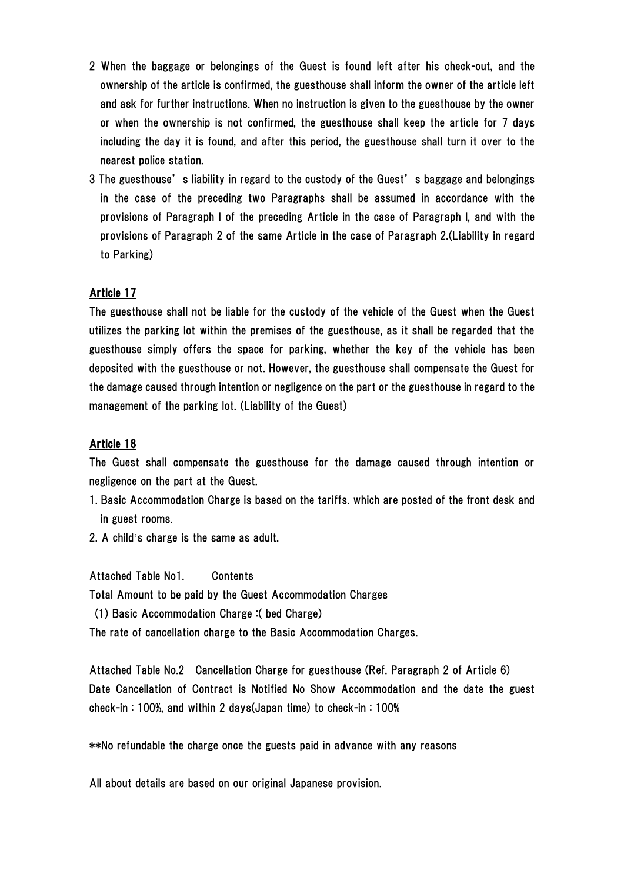2 When the baggage or belongings of the Guest is found left after his check-out, and the ownership of the article is confirmed, the guesthouse shall inform the owner of the article left and ask for further instructions. When no instruction is given to the guesthouse by the owner or when the ownership is not confirmed, the guesthouse shall keep the article for 7 days including the day it is found, and after this period, the guesthouse shall turn it over to the nearest police station.

3 The guesthouse's liability in regard to the custody of the Guest's baggage and belongings in the case of the preceding two Paragraphs shall be assumed in accordance with the provisions of Paragraph l of the preceding Article in the case of Paragraph l, and with the provisions of Paragraph 2 of the same Article in the case of Paragraph 2.(Liability in regard to Parking)

## Article 17

The guesthouse shall not be liable for the custody of the vehicle of the Guest when the Guest utilizes the parking lot within the premises of the guesthouse, as it shall be regarded that the guesthouse simply offers the space for parking, whether the key of the vehicle has been deposited with the guesthouse or not. However, the guesthouse shall compensate the Guest for the damage caused through intention or negligence on the part or the guesthouse in regard to the management of the parking lot. (Liability of the Guest)

## Article 18

The Guest shall compensate the guesthouse for the damage caused through intention or negligence on the part at the Guest.

1. Basic Accommodation Charge is based on the tariffs. which are posted of the front desk and in guest rooms.
2. A child's charge is the same as adult.

Attached Table No1.　　Contents

Total Amount to be paid by the Guest Accommodation Charges

(1) Basic Accommodation Charge :( bed Charge)

The rate of cancellation charge to the Basic Accommodation Charges.

Attached Table No.2　Cancellation Charge for guesthouse (Ref. Paragraph 2 of Article 6)

Date Cancellation of Contract is Notified No Show Accommodation and the date the guest check-in : 100%, and within 2 days(Japan time) to check-in : 100%

**No refundable the charge once the guests paid in advance with any reasons

All about details are based on our original Japanese provision.